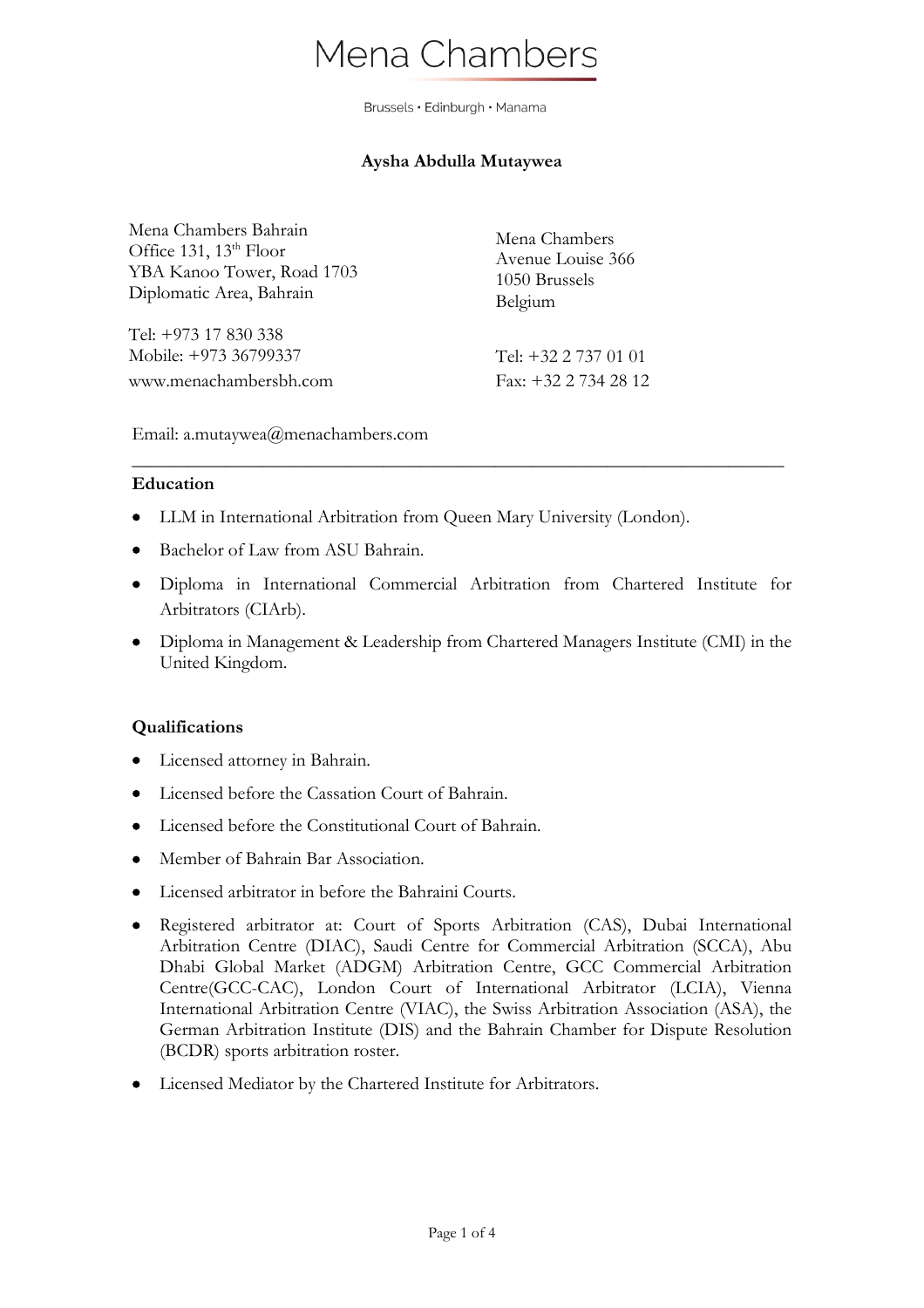# Mena Chambers

Brussels • Edinburgh • Manama

**Aysha Abdulla Mutaywea**

Mena Chambers Bahrain
Office 131, 13th Floor
YBA Kanoo Tower, Road 1703
Diplomatic Area, Bahrain

Tel: +973 17 830 338
Mobile: +973 36799337
www.menachambersbh.com

Mena Chambers
Avenue Louise 366
1050 Brussels
Belgium

Tel: +32 2 737 01 01
Fax: +32 2 734 28 12

Email: a.mutaywea@menachambers.com

---

**Education**

- LLM in International Arbitration from Queen Mary University (London).
- Bachelor of Law from ASU Bahrain.
- Diploma in International Commercial Arbitration from Chartered Institute for Arbitrators (CIArb).
- Diploma in Management & Leadership from Chartered Managers Institute (CMI) in the United Kingdom.

**Qualifications**

- Licensed attorney in Bahrain.
- Licensed before the Cassation Court of Bahrain.
- Licensed before the Constitutional Court of Bahrain.
- Member of Bahrain Bar Association.
- Licensed arbitrator in before the Bahraini Courts.
- Registered arbitrator at: Court of Sports Arbitration (CAS), Dubai International Arbitration Centre (DIAC), Saudi Centre for Commercial Arbitration (SCCA), Abu Dhabi Global Market (ADGM) Arbitration Centre, GCC Commercial Arbitration Centre(GCC-CAC), London Court of International Arbitrator (LCIA), Vienna International Arbitration Centre (VIAC), the Swiss Arbitration Association (ASA), the German Arbitration Institute (DIS) and the Bahrain Chamber for Dispute Resolution (BCDR) sports arbitration roster.
- Licensed Mediator by the Chartered Institute for Arbitrators.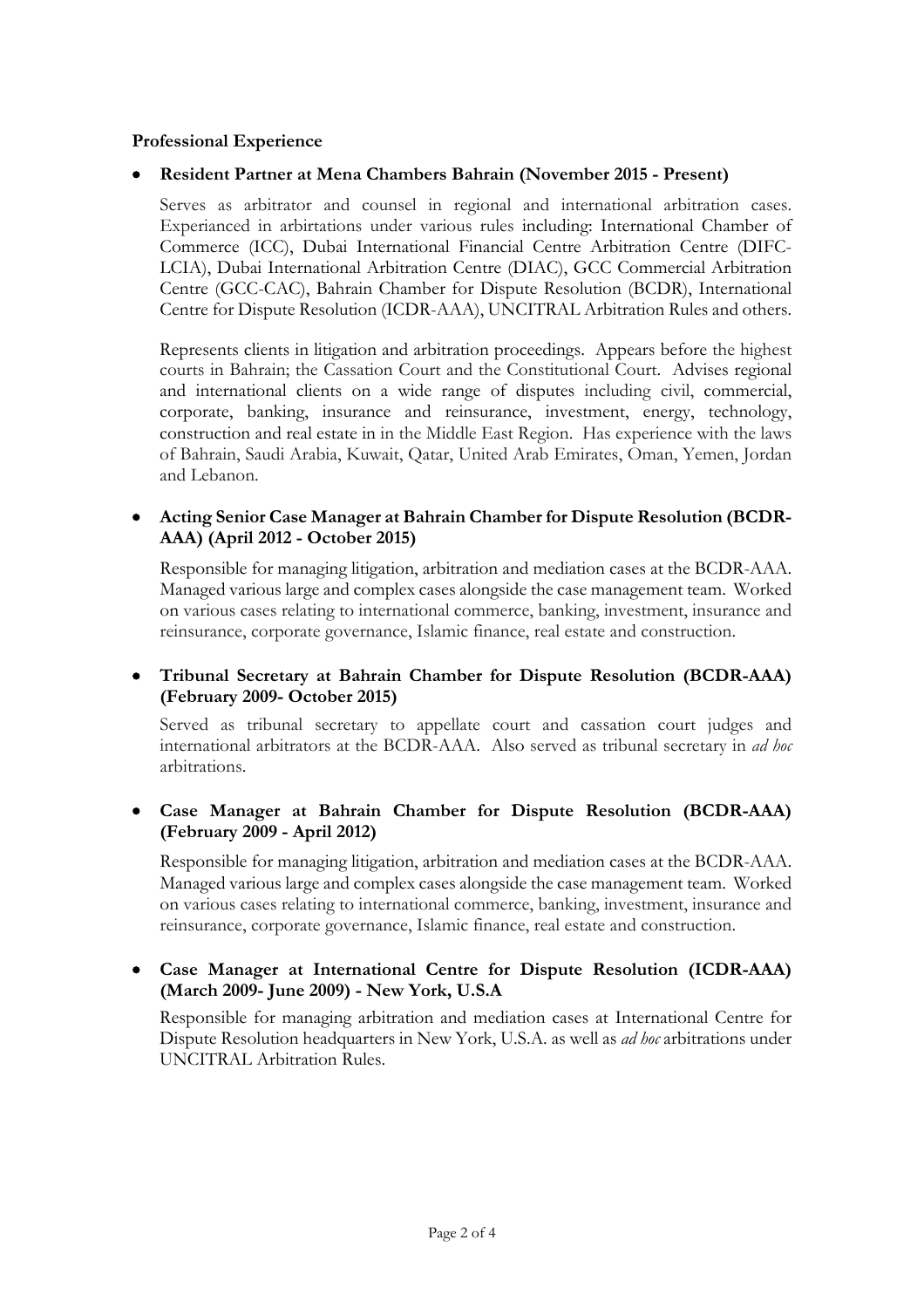**Professional Experience**

- **Resident Partner at Mena Chambers Bahrain (November 2015 - Present)**

  Serves as arbitrator and counsel in regional and international arbitration cases. Experianced in arbirtations under various rules including: International Chamber of Commerce (ICC), Dubai International Financial Centre Arbitration Centre (DIFC-LCIA), Dubai International Arbitration Centre (DIAC), GCC Commercial Arbitration Centre (GCC-CAC), Bahrain Chamber for Dispute Resolution (BCDR), International Centre for Dispute Resolution (ICDR-AAA), UNCITRAL Arbitration Rules and others.

  Represents clients in litigation and arbitration proceedings. Appears before the highest courts in Bahrain; the Cassation Court and the Constitutional Court. Advises regional and international clients on a wide range of disputes including civil, commercial, corporate, banking, insurance and reinsurance, investment, energy, technology, construction and real estate in in the Middle East Region. Has experience with the laws of Bahrain, Saudi Arabia, Kuwait, Qatar, United Arab Emirates, Oman, Yemen, Jordan and Lebanon.

- **Acting Senior Case Manager at Bahrain Chamber for Dispute Resolution (BCDR-AAA) (April 2012 - October 2015)**

  Responsible for managing litigation, arbitration and mediation cases at the BCDR-AAA. Managed various large and complex cases alongside the case management team. Worked on various cases relating to international commerce, banking, investment, insurance and reinsurance, corporate governance, Islamic finance, real estate and construction.

- **Tribunal Secretary at Bahrain Chamber for Dispute Resolution (BCDR-AAA) (February 2009- October 2015)**

  Served as tribunal secretary to appellate court and cassation court judges and international arbitrators at the BCDR-AAA. Also served as tribunal secretary in *ad hoc* arbitrations.

- **Case Manager at Bahrain Chamber for Dispute Resolution (BCDR-AAA) (February 2009 - April 2012)**

  Responsible for managing litigation, arbitration and mediation cases at the BCDR-AAA. Managed various large and complex cases alongside the case management team. Worked on various cases relating to international commerce, banking, investment, insurance and reinsurance, corporate governance, Islamic finance, real estate and construction.

- **Case Manager at International Centre for Dispute Resolution (ICDR-AAA) (March 2009- June 2009) - New York, U.S.A**

  Responsible for managing arbitration and mediation cases at International Centre for Dispute Resolution headquarters in New York, U.S.A. as well as *ad hoc* arbitrations under UNCITRAL Arbitration Rules.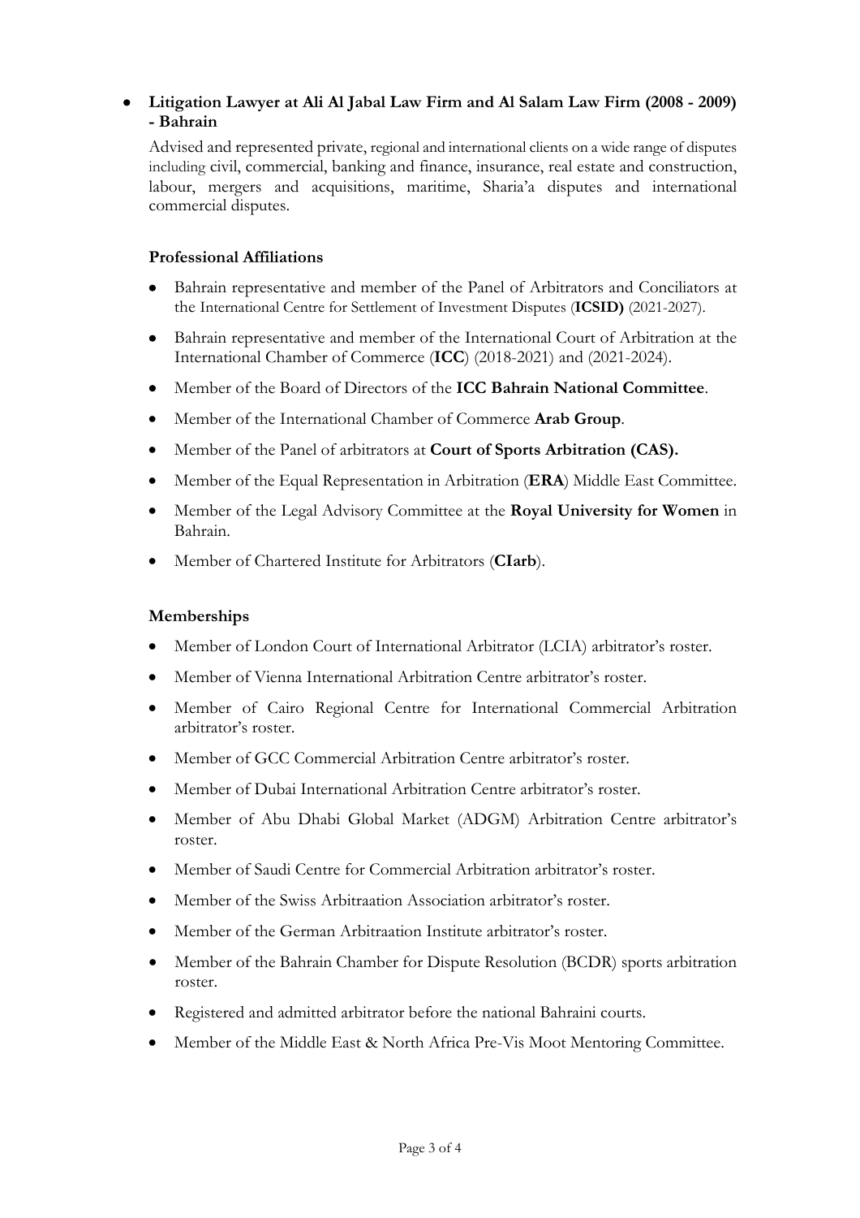- **Litigation Lawyer at Ali Al Jabal Law Firm and Al Salam Law Firm (2008 - 2009) - Bahrain**

  Advised and represented private, regional and international clients on a wide range of disputes including civil, commercial, banking and finance, insurance, real estate and construction, labour, mergers and acquisitions, maritime, Sharia'a disputes and international commercial disputes.

### Professional Affiliations

- Bahrain representative and member of the Panel of Arbitrators and Conciliators at the International Centre for Settlement of Investment Disputes (**ICSID)** (2021-2027).
- Bahrain representative and member of the International Court of Arbitration at the International Chamber of Commerce (**ICC**) (2018-2021) and (2021-2024).
- Member of the Board of Directors of the **ICC Bahrain National Committee**.
- Member of the International Chamber of Commerce **Arab Group**.
- Member of the Panel of arbitrators at **Court of Sports Arbitration (CAS).**
- Member of the Equal Representation in Arbitration (**ERA**) Middle East Committee.
- Member of the Legal Advisory Committee at the **Royal University for Women** in Bahrain.
- Member of Chartered Institute for Arbitrators (**CIarb**).

### Memberships

- Member of London Court of International Arbitrator (LCIA) arbitrator's roster.
- Member of Vienna International Arbitration Centre arbitrator's roster.
- Member of Cairo Regional Centre for International Commercial Arbitration arbitrator's roster.
- Member of GCC Commercial Arbitration Centre arbitrator's roster.
- Member of Dubai International Arbitration Centre arbitrator's roster.
- Member of Abu Dhabi Global Market (ADGM) Arbitration Centre arbitrator's roster.
- Member of Saudi Centre for Commercial Arbitration arbitrator's roster.
- Member of the Swiss Arbitraation Association arbitrator's roster.
- Member of the German Arbitraation Institute arbitrator's roster.
- Member of the Bahrain Chamber for Dispute Resolution (BCDR) sports arbitration roster.
- Registered and admitted arbitrator before the national Bahraini courts.
- Member of the Middle East & North Africa Pre-Vis Moot Mentoring Committee.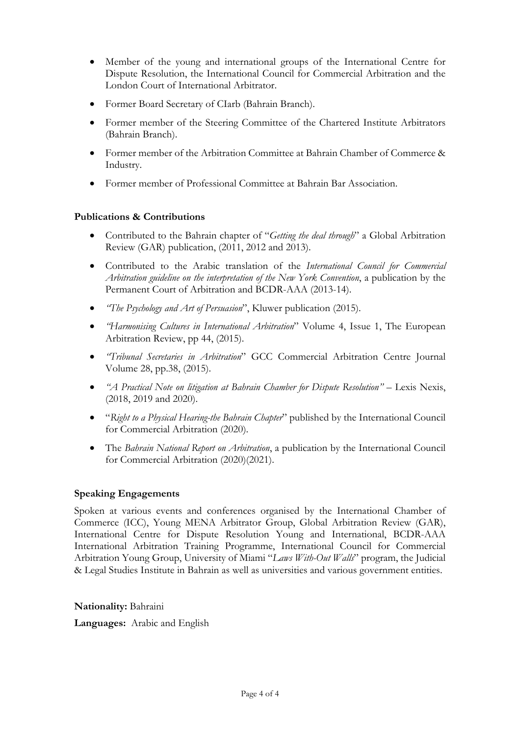- Member of the young and international groups of the International Centre for Dispute Resolution, the International Council for Commercial Arbitration and the London Court of International Arbitrator.
- Former Board Secretary of CIarb (Bahrain Branch).
- Former member of the Steering Committee of the Chartered Institute Arbitrators (Bahrain Branch).
- Former member of the Arbitration Committee at Bahrain Chamber of Commerce & Industry.
- Former member of Professional Committee at Bahrain Bar Association.

**Publications & Contributions**

- Contributed to the Bahrain chapter of "*Getting the deal through*" a Global Arbitration Review (GAR) publication, (2011, 2012 and 2013).
- Contributed to the Arabic translation of the *International Council for Commercial Arbitration guideline on the interpretation of the New York Convention*, a publication by the Permanent Court of Arbitration and BCDR-AAA (2013-14).
- *"The Psychology and Art of Persuasion*", Kluwer publication (2015).
- *"Harmonising Cultures in International Arbitration*" Volume 4, Issue 1, The European Arbitration Review, pp 44, (2015).
- *"Tribunal Secretaries in Arbitration*" GCC Commercial Arbitration Centre Journal Volume 28, pp.38, (2015).
- *"A Practical Note on litigation at Bahrain Chamber for Dispute Resolution"* – Lexis Nexis, (2018, 2019 and 2020).
- "*Right to a Physical Hearing-the Bahrain Chapter*" published by the International Council for Commercial Arbitration (2020).
- The *Bahrain National Report on Arbitration*, a publication by the International Council for Commercial Arbitration (2020)(2021).

**Speaking Engagements**

Spoken at various events and conferences organised by the International Chamber of Commerce (ICC), Young MENA Arbitrator Group, Global Arbitration Review (GAR), International Centre for Dispute Resolution Young and International, BCDR-AAA International Arbitration Training Programme, International Council for Commercial Arbitration Young Group, University of Miami "*Laws With-Out Walls*" program, the Judicial & Legal Studies Institute in Bahrain as well as universities and various government entities.

**Nationality:** Bahraini

**Languages:** Arabic and English